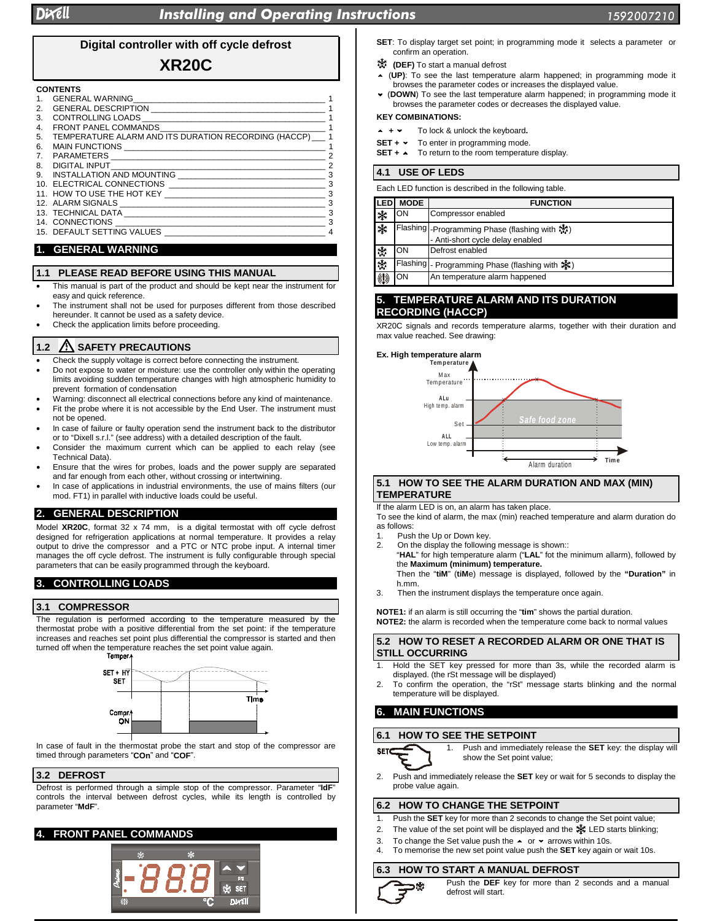## Digital controller with off cycle defrost

# XR20C

**CONTENTS**

1. GENERAL WARNING — 1
2. GENERAL DESCRIPTION — 1
3. CONTROLLING LOADS — 1
4. FRONT PANEL COMMANDS — 1
5. TEMPERATURE ALARM AND ITS DURATION RECORDING (HACCP) — 1
6. MAIN FUNCTIONS — 1
7. PARAMETERS — 2
8. DIGITAL INPUT — 2
9. INSTALLATION AND MOUNTING — 3
10. ELECTRICAL CONNECTIONS — 3
11. HOW TO USE THE HOT KEY — 3
12. ALARM SIGNALS — 3
13. TECHNICAL DATA — 3
14. CONNECTIONS — 3
15. DEFAULT SETTING VALUES — 4

## 1. GENERAL WARNING

### 1.1 PLEASE READ BEFORE USING THIS MANUAL

- This manual is part of the product and should be kept near the instrument for easy and quick reference.
- The instrument shall not be used for purposes different from those described hereunder. It cannot be used as a safety device.
- Check the application limits before proceeding.

### 1.2 ⚠ SAFETY PRECAUTIONS

- Check the supply voltage is correct before connecting the instrument.
- Do not expose to water or moisture: use the controller only within the operating limits avoiding sudden temperature changes with high atmospheric humidity to prevent formation of condensation
- Warning: disconnect all electrical connections before any kind of maintenance.
- Fit the probe where it is not accessible by the End User. The instrument must not be opened.
- In case of failure or faulty operation send the instrument back to the distributor or to "Dixell s.r.l." (see address) with a detailed description of the fault.
- Consider the maximum current which can be applied to each relay (see Technical Data).
- Ensure that the wires for probes, loads and the power supply are separated and far enough from each other, without crossing or intertwining.
- In case of applications in industrial environments, the use of mains filters (our mod. FT1) in parallel with inductive loads could be useful.

## 2. GENERAL DESCRIPTION

Model **XR20C**, format 32 x 74 mm, is a digital termostat with off cycle defrost designed for refrigeration applications at normal temperature. It provides a relay output to drive the compressor and a PTC or NTC probe input. A internal timer manages the off cycle defrost. The instrument is fully configurable through special parameters that can be easily programmed through the keyboard.

## 3. CONTROLLING LOADS

### 3.1 COMPRESSOR

The regulation is performed according to the temperature measured by the thermostat probe with a positive differential from the set point: if the temperature increases and reaches set point plus differential the compressor is started and then turned off when the temperature reaches the set point value again.

In case of fault in the thermostat probe the start and stop of the compressor are timed through parameters "**COn**" and "**COF**".

### 3.2 DEFROST

Defrost is performed through a simple stop of the compressor. Parameter "**IdF**" controls the interval between defrost cycles, while its length is controlled by parameter "**MdF**".

## 4. FRONT PANEL COMMANDS

**SET**: To display target set point; in programming mode it selects a parameter or confirm an operation.

(**DEF**) To start a manual defrost

▲ (**UP**): To see the last temperature alarm happened; in programming mode it browses the parameter codes or increases the displayed value.

▼ (**DOWN**) To see the last temperature alarm happened; in programming mode it browses the parameter codes or decreases the displayed value.

**KEY COMBINATIONS:**

▲ + ▼ To lock & unlock the keyboard.

**SET** + ▼ To enter in programming mode.

**SET** + ▲ To return to the room temperature display.

### 4.1 USE OF LEDS

Each LED function is described in the following table.

| LED | MODE | FUNCTION |
|---|---|---|
| ❄ | ON | Compressor enabled |
| ❄ | Flashing | -Programming Phase (flashing with defrost LED)<br>- Anti-short cycle delay enabled |
| Defrost | ON | Defrost enabled |
| Defrost | Flashing | - Programming Phase (flashing with ❄) |
| Alarm | ON | An temperature alarm happened |

## 5. TEMPERATURE ALARM AND ITS DURATION RECORDING (HACCP)

XR20C signals and records temperature alarms, together with their duration and max value reached. See drawing:

**Ex. High temperature alarm**

### 5.1 HOW TO SEE THE ALARM DURATION AND MAX (MIN) TEMPERATURE

If the alarm LED is on, an alarm has taken place.

To see the kind of alarm, the max (min) reached temperature and alarm duration do as follows:

1. Push the Up or Down key.
2. On the display the following message is shown::
   "**HAL**" for high temperature alarm ("**LAL**" fot the minimum allarm), followed by the **Maximum (minimum) temperature.**
   Then the "**tiM**" (**tiM**e) message is displayed, followed by the **"Duration"** in h.mm.
3. Then the instrument displays the temperature once again.

**NOTE1:** if an alarm is still occurring the "**tim**" shows the partial duration.
**NOTE2:** the alarm is recorded when the temperature come back to normal values

### 5.2 HOW TO RESET A RECORDED ALARM OR ONE THAT IS STILL OCCURRING

1. Hold the SET key pressed for more than 3s, while the recorded alarm is displayed. (the rSt message will be displayed)
2. To confirm the operation, the "rSt" message starts blinking and the normal temperature will be displayed.

## 6. MAIN FUNCTIONS

### 6.1 HOW TO SEE THE SETPOINT

1. Push and immediately release the **SET** key: the display will show the Set point value;
2. Push and immediately release the **SET** key or wait for 5 seconds to display the probe value again.

### 6.2 HOW TO CHANGE THE SETPOINT

1. Push the **SET** key for more than 2 seconds to change the Set point value;
2. The value of the set point will be displayed and the ❄ LED starts blinking;
3. To change the Set value push the ▲ or ▼ arrows within 10s.
4. To memorise the new set point value push the **SET** key again or wait 10s.

### 6.3 HOW TO START A MANUAL DEFROST

Push the **DEF** key for more than 2 seconds and a manual defrost will start.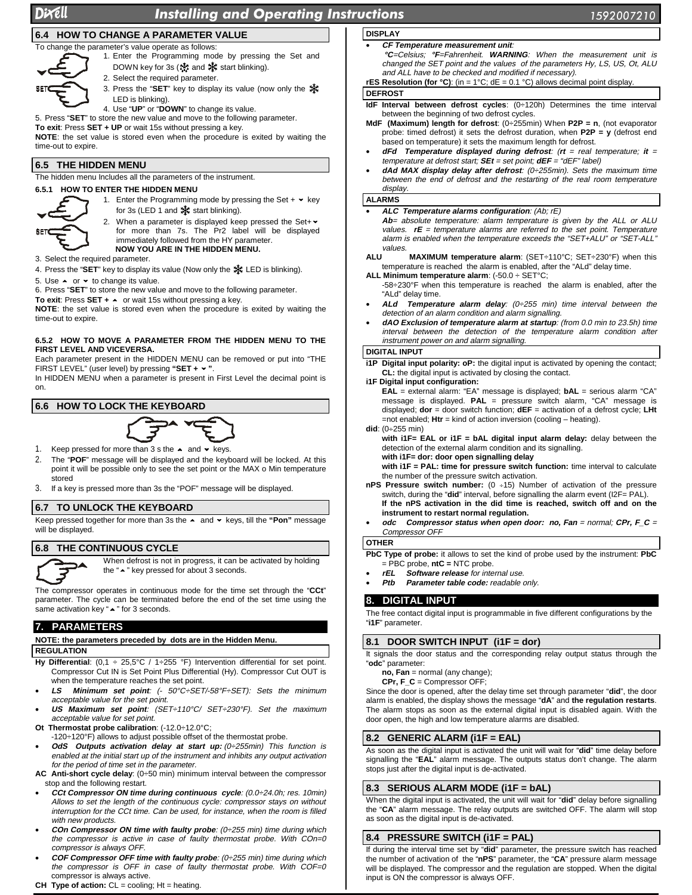## 6.4 HOW TO CHANGE A PARAMETER VALUE

To change the parameter's value operate as follows:

1. Enter the Programming mode by pressing the Set and DOWN key for 3s (❄ and ❄ start blinking).
2. Select the required parameter.
3. Press the "**SET**" key to display its value (now only the ❄ LED is blinking).
4. Use "**UP**" or "**DOWN**" to change its value.

5. Press "**SET**" to store the new value and move to the following parameter.

**To exit**: Press **SET + UP** or wait 15s without pressing a key.

**NOTE**: the set value is stored even when the procedure is exited by waiting the time-out to expire.

## 6.5 THE HIDDEN MENU

The hidden menu Includes all the parameters of the instrument.

### 6.5.1 HOW TO ENTER THE HIDDEN MENU

1. Enter the Programming mode by pressing the Set + ⌄ key for 3s (LED 1 and ❄ start blinking).
2. When a parameter is displayed keep pressed the Set+⌄ for more than 7s. The Pr2 label will be displayed immediately followed from the HY parameter.
   **NOW YOU ARE IN THE HIDDEN MENU.**
3. Select the required parameter.
4. Press the "**SET**" key to display its value (Now only the ❄ LED is blinking).
5. Use ⌃ or ⌄ to change its value.
6. Press "**SET**" to store the new value and move to the following parameter.

**To exit**: Press **SET +** ⌃ or wait 15s without pressing a key.

**NOTE**: the set value is stored even when the procedure is exited by waiting the time-out to expire.

### 6.5.2 HOW TO MOVE A PARAMETER FROM THE HIDDEN MENU TO THE FIRST LEVEL AND VICEVERSA.

Each parameter present in the HIDDEN MENU can be removed or put into "THE FIRST LEVEL" (user level) by pressing **"SET + ⌄ "**.

In HIDDEN MENU when a parameter is present in First Level the decimal point is on.

## 6.6 HOW TO LOCK THE KEYBOARD

1. Keep pressed for more than 3 s the ⌃ and ⌄ keys.
2. The "**POF**" message will be displayed and the keyboard will be locked. At this point it will be possible only to see the set point or the MAX o Min temperature stored
3. If a key is pressed more than 3s the "POF" message will be displayed.

## 6.7 TO UNLOCK THE KEYBOARD

Keep pressed together for more than 3s the ⌃ and ⌄ keys, till the **"Pon"** message will be displayed.

## 6.8 THE CONTINUOUS CYCLE

When defrost is not in progress, it can be activated by holding the "⌃" key pressed for about 3 seconds.

The compressor operates in continuous mode for the time set through the "**CCt**" parameter. The cycle can be terminated before the end of the set time using the same activation key "⌃" for 3 seconds.

# 7. PARAMETERS

**NOTE: the parameters preceded by dots are in the Hidden Menu.**

### REGULATION

**Hy Differential**: (0,1 ÷ 25,5°C / 1÷255 °F) Intervention differential for set point. Compressor Cut IN is Set Point Plus Differential (Hy). Compressor Cut OUT is when the temperature reaches the set point.

- ***LS Minimum set point****: (- 50°C÷SET/-58°F÷SET): Sets the minimum acceptable value for the set point.*
- ***US Maximum set point****: (SET÷110°C/ SET÷230°F). Set the maximum acceptable value for set point.*

**Ot Thermostat probe calibration**: (-12.0÷12.0°C; -120÷120°F) allows to adjust possible offset of the thermostat probe.

- ***OdS Outputs activation delay at start up:*** *(0÷255min) This function is enabled at the initial start up of the instrument and inhibits any output activation for the period of time set in the parameter.*

**AC Anti-short cycle delay**: (0÷50 min) minimum interval between the compressor stop and the following restart.

- ***CCt Compressor ON time during continuous cycle****: (0.0÷24.0h; res. 10min) Allows to set the length of the continuous cycle: compressor stays on without interruption for the CCt time. Can be used, for instance, when the room is filled with new products.*
- ***COn Compressor ON time with faulty probe****: (0÷255 min) time during which the compressor is active in case of faulty thermostat probe. With COn=0 compressor is always OFF.*
- ***COF Compressor OFF time with faulty probe****: (0÷255 min) time during which the compressor is OFF in case of faulty thermostat probe. With COF=0* compressor is always active.

**CH Type of action:** CL = cooling; Ht = heating.

### DISPLAY

- ***CF Temperature measurement unit****: °C=Celsius; °F=Fahrenheit.* ***WARNING****: When the measurement unit is changed the SET point and the values of the parameters Hy, LS, US, Ot, ALU and ALL have to be checked and modified if necessary).*

**rES Resolution (for °C)**: (in = 1°C; dE = 0.1 °C) allows decimal point display.

### DEFROST

**IdF Interval between defrost cycles**: (0÷120h) Determines the time interval between the beginning of two defrost cycles.

**MdF (Maximum) length for defrost**: (0÷255min) When **P2P = n**, (not evaporator probe: timed defrost) it sets the defrost duration, when **P2P = y** (defrost end based on temperature) it sets the maximum length for defrost.

- ***dFd Temperature displayed during defrost****: (****rt*** *= real temperature;* ***it*** *= temperature at defrost start;* ***SEt*** *= set point;* ***dEF*** *= "dEF" label)*
- ***dAd MAX display delay after defrost****: (0÷255min). Sets the maximum time between the end of defrost and the restarting of the real room temperature display.*

### ALARMS

- ***ALC Temperature alarms configuration****: (Ab; rE)*
  ***Ab****= absolute temperature: alarm temperature is given by the ALL or ALU values.* ***rE*** *= temperature alarms are referred to the set point. Temperature alarm is enabled when the temperature exceeds the "SET+ALU" or "SET-ALL" values.*

**ALU MAXIMUM temperature alarm**: (SET÷110°C; SET÷230°F) when this temperature is reached the alarm is enabled, after the "ALd" delay time.

**ALL Minimum temperature alarm**: (-50.0 ÷ SET°C; -58÷230°F when this temperature is reached the alarm is enabled, after the "ALd" delay time.

- ***ALd Temperature alarm delay****: (0÷255 min) time interval between the detection of an alarm condition and alarm signalling.*
- ***dAO Exclusion of temperature alarm at startup****: (from 0.0 min to 23.5h) time interval between the detection of the temperature alarm condition after instrument power on and alarm signalling.*

### DIGITAL INPUT

**i1P Digital input polarity: oP:** the digital input is activated by opening the contact; **CL:** the digital input is activated by closing the contact.

**i1F Digital input configuration:**
**EAL** = external alarm: "EA" message is displayed; **bAL** = serious alarm "CA" message is displayed. **PAL** = pressure switch alarm, "CA" message is displayed; **dor** = door switch function; **dEF** = activation of a defrost cycle; **LHt** =not enabled; **Htr** = kind of action inversion (cooling – heating).

**did**: (0÷255 min)
**with i1F= EAL or i1F = bAL digital input alarm delay:** delay between the detection of the external alarm condition and its signalling.
**with i1F= dor: door open signalling delay**
**with i1F = PAL: time for pressure switch function:** time interval to calculate the number of the pressure switch activation.

**nPS Pressure switch number:** (0 ÷15) Number of activation of the pressure switch, during the "**did**" interval, before signalling the alarm event (I2F= PAL). **If the nPS activation in the did time is reached, switch off and on the instrument to restart normal regulation.**

- ***odc Compressor status when open door: no, Fan*** *= normal;* ***CPr, F_C*** *= Compressor OFF*

### OTHER

**PbC Type of probe:** it allows to set the kind of probe used by the instrument: **PbC** = PBC probe, **ntC =** NTC probe.

- ***rEL Software release*** *for internal use.*
- ***Ptb Parameter table code:*** *readable only.*

# 8. DIGITAL INPUT

The free contact digital input is programmable in five different configurations by the "**i1F**" parameter.

## 8.1 DOOR SWITCH INPUT (i1F = dor)

It signals the door status and the corresponding relay output status through the "**odc**" parameter:
**no, Fan** = normal (any change);
**CPr, F_C** = Compressor OFF;

Since the door is opened, after the delay time set through parameter "**did**", the door alarm is enabled, the display shows the message "**dA**" and **the regulation restarts**. The alarm stops as soon as the external digital input is disabled again. With the door open, the high and low temperature alarms are disabled.

## 8.2 GENERIC ALARM (i1F = EAL)

As soon as the digital input is activated the unit will wait for "**did**" time delay before signalling the "**EAL**" alarm message. The outputs status don't change. The alarm stops just after the digital input is de-activated.

## 8.3 SERIOUS ALARM MODE (i1F = bAL)

When the digital input is activated, the unit will wait for "**did**" delay before signalling the "**CA**" alarm message. The relay outputs are switched OFF. The alarm will stop as soon as the digital input is de-activated.

## 8.4 PRESSURE SWITCH (i1F = PAL)

If during the interval time set by "**did**" parameter, the pressure switch has reached the number of activation of the "**nPS**" parameter, the "**CA**" pressure alarm message will be displayed. The compressor and the regulation are stopped. When the digital input is ON the compressor is always OFF.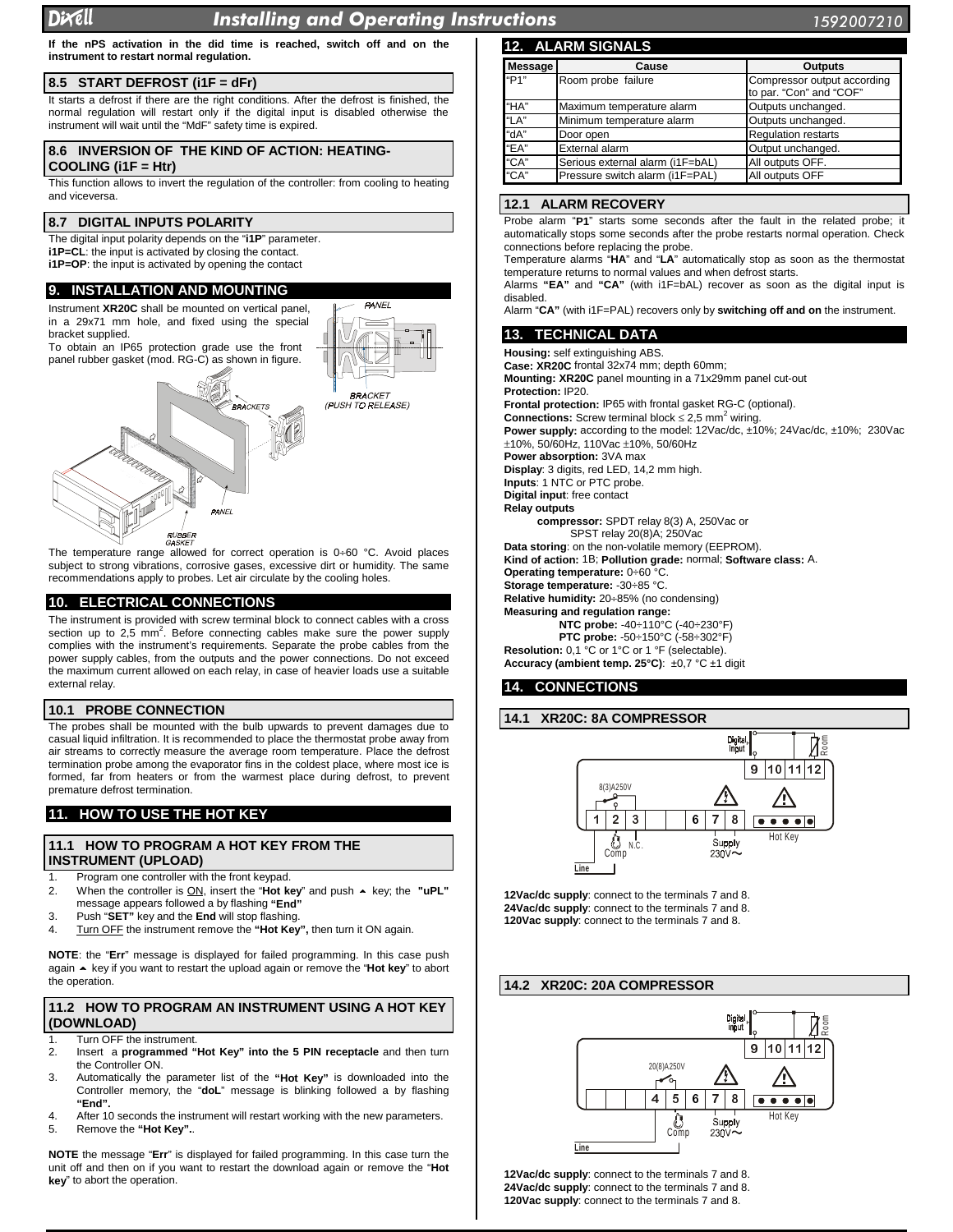**If the nPS activation in the did time is reached, switch off and on the instrument to restart normal regulation.**

### 8.5 START DEFROST (i1F = dFr)

It starts a defrost if there are the right conditions. After the defrost is finished, the normal regulation will restart only if the digital input is disabled otherwise the instrument will wait until the "MdF" safety time is expired.

### 8.6 INVERSION OF THE KIND OF ACTION: HEATING-COOLING (i1F = Htr)

This function allows to invert the regulation of the controller: from cooling to heating and viceversa.

### 8.7 DIGITAL INPUTS POLARITY

The digital input polarity depends on the "**i1P**" parameter.
**i1P=CL**: the input is activated by closing the contact.
**i1P=OP**: the input is activated by opening the contact

## 9. INSTALLATION AND MOUNTING

Instrument **XR20C** shall be mounted on vertical panel, in a 29x71 mm hole, and fixed using the special bracket supplied.
To obtain an IP65 protection grade use the front panel rubber gasket (mod. RG-C) as shown in figure.

PANEL
BRACKET (PUSH TO RELEASE)
BRACKETS
PANEL
RUBBER GASKET

The temperature range allowed for correct operation is 0÷60 °C. Avoid places subject to strong vibrations, corrosive gases, excessive dirt or humidity. The same recommendations apply to probes. Let air circulate by the cooling holes.

## 10. ELECTRICAL CONNECTIONS

The instrument is provided with screw terminal block to connect cables with a cross section up to 2,5 mm². Before connecting cables make sure the power supply complies with the instrument's requirements. Separate the probe cables from the power supply cables, from the outputs and the power connections. Do not exceed the maximum current allowed on each relay, in case of heavier loads use a suitable external relay.

### 10.1 PROBE CONNECTION

The probes shall be mounted with the bulb upwards to prevent damages due to casual liquid infiltration. It is recommended to place the thermostat probe away from air streams to correctly measure the average room temperature. Place the defrost termination probe among the evaporator fins in the coldest place, where most ice is formed, far from heaters or from the warmest place during defrost, to prevent premature defrost termination.

## 11. HOW TO USE THE HOT KEY

### 11.1 HOW TO PROGRAM A HOT KEY FROM THE INSTRUMENT (UPLOAD)

1. Program one controller with the front keypad.
2. When the controller is ON, insert the "**Hot key**" and push ▲ key; the **"uPL"** message appears followed a by flashing **"End"**
3. Push "**SET"** key and the **End** will stop flashing.
4. Turn OFF the instrument remove the **"Hot Key",** then turn it ON again.

**NOTE**: the "**Err**" message is displayed for failed programming. In this case push again ▲ key if you want to restart the upload again or remove the "**Hot key**" to abort the operation.

### 11.2 HOW TO PROGRAM AN INSTRUMENT USING A HOT KEY (DOWNLOAD)

1. Turn OFF the instrument.
2. Insert a **programmed "Hot Key" into the 5 PIN receptacle** and then turn the Controller ON.
3. Automatically the parameter list of the **"Hot Key"** is downloaded into the Controller memory, the "**doL**" message is blinking followed a by flashing **"End".**
4. After 10 seconds the instrument will restart working with the new parameters.
5. Remove the **"Hot Key".**.

**NOTE** the message "**Err**" is displayed for failed programming. In this case turn the unit off and then on if you want to restart the download again or remove the "**Hot key**" to abort the operation.

## 12. ALARM SIGNALS

| Message | Cause | Outputs |
|---|---|---|
| "P1" | Room probe failure | Compressor output according to par. "Con" and "COF" |
| "HA" | Maximum temperature alarm | Outputs unchanged. |
| "LA" | Minimum temperature alarm | Outputs unchanged. |
| "dA" | Door open | Regulation restarts |
| "EA" | External alarm | Output unchanged. |
| "CA" | Serious external alarm (i1F=bAL) | All outputs OFF. |
| "CA" | Pressure switch alarm (i1F=PAL) | All outputs OFF |

### 12.1 ALARM RECOVERY

Probe alarm "**P1**" starts some seconds after the fault in the related probe; it automatically stops some seconds after the probe restarts normal operation. Check connections before replacing the probe.
Temperature alarms "**HA**" and "**LA**" automatically stop as soon as the thermostat temperature returns to normal values and when defrost starts.
Alarms **"EA"** and **"CA"** (with i1F=bAL) recover as soon as the digital input is disabled.
Alarm "**CA"** (with i1F=PAL) recovers only by **switching off and on** the instrument.

## 13. TECHNICAL DATA

**Housing:** self extinguishing ABS.
**Case: XR20C** frontal 32x74 mm; depth 60mm;
**Mounting: XR20C** panel mounting in a 71x29mm panel cut-out
**Protection:** IP20.
**Frontal protection:** IP65 with frontal gasket RG-C (optional).
**Connections:** Screw terminal block ≤ 2,5 mm² wiring.
**Power supply:** according to the model: 12Vac/dc, ±10%; 24Vac/dc, ±10%; 230Vac ±10%, 50/60Hz, 110Vac ±10%, 50/60Hz
**Power absorption:** 3VA max
**Display**: 3 digits, red LED, 14,2 mm high.
**Inputs**: 1 NTC or PTC probe.
**Digital input**: free contact
**Relay outputs**
**compressor:** SPDT relay 8(3) A, 250Vac or
SPST relay 20(8)A; 250Vac
**Data storing**: on the non-volatile memory (EEPROM).
**Kind of action:** 1B; **Pollution grade:** normal; **Software class:** A.
**Operating temperature:** 0÷60 °C.
**Storage temperature:** -30÷85 °C.
**Relative humidity:** 20÷85% (no condensing)
**Measuring and regulation range:**
**NTC probe:** -40÷110°C (-40÷230°F)
**PTC probe:** -50÷150°C (-58÷302°F)
**Resolution:** 0,1 °C or 1°C or 1 °F (selectable).
**Accuracy (ambient temp. 25°C)**: ±0,7 °C ±1 digit

## 14. CONNECTIONS

### 14.1 XR20C: 8A COMPRESSOR

Digital Input, Room, 9, 10, 11, 12, 8(3)A250V, 1, 2, 3, 6, 7, 8, Hot Key, Comp, N.C., Supply 230V~, Line

**12Vac/dc supply**: connect to the terminals 7 and 8.
**24Vac/dc supply**: connect to the terminals 7 and 8.
**120Vac supply**: connect to the terminals 7 and 8.

### 14.2 XR20C: 20A COMPRESSOR

Digital input, Room, 9, 10, 11, 12, 20(8)A250V, 4, 5, 6, 7, 8, Hot Key, Comp, Supply 230V~, Line

**12Vac/dc supply**: connect to the terminals 7 and 8.
**24Vac/dc supply**: connect to the terminals 7 and 8.
**120Vac supply**: connect to the terminals 7 and 8.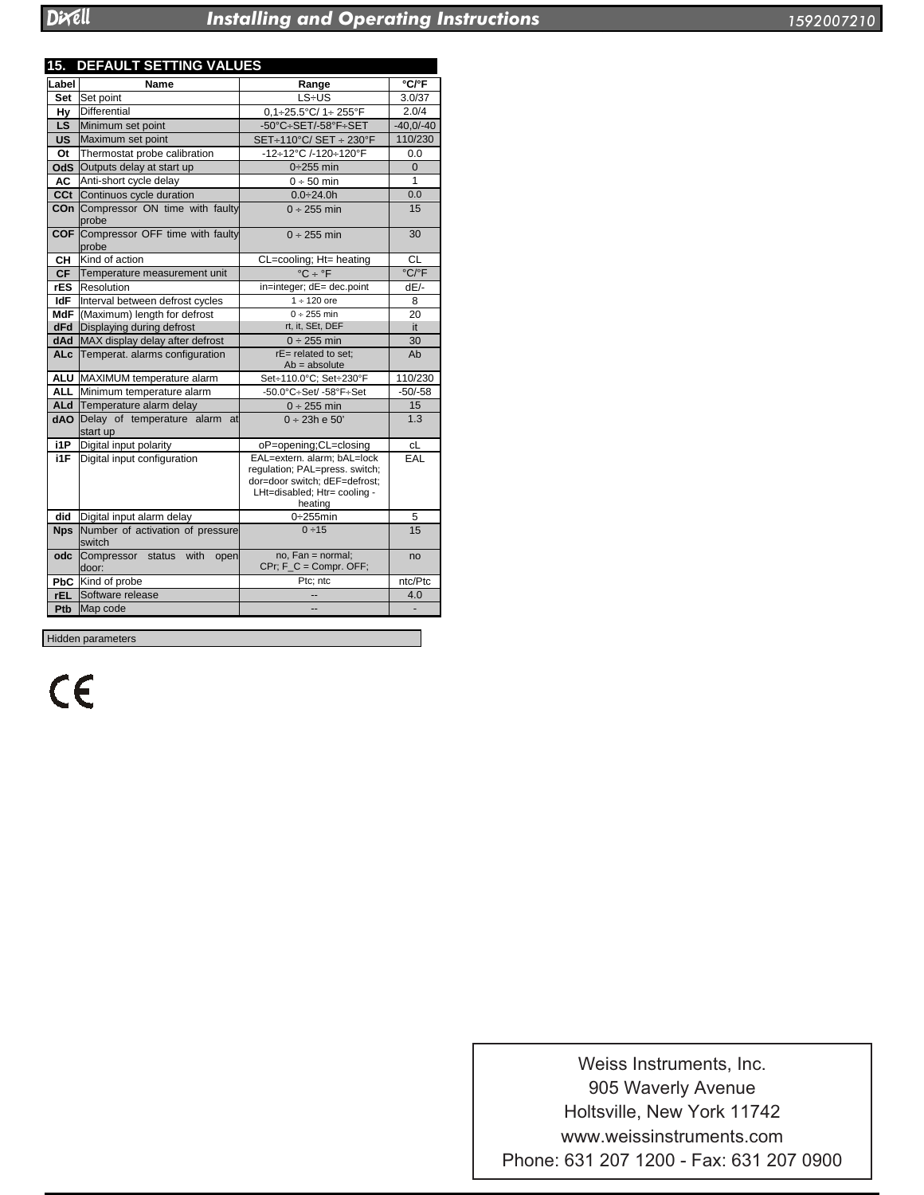## 15. DEFAULT SETTING VALUES

| Label | Name | Range | °C/°F |
|---|---|---|---|
| **Set** | Set point | LS÷US | 3.0/37 |
| **Hy** | Differential | 0,1÷25.5°C/ 1÷ 255°F | 2.0/4 |
| **LS** | Minimum set point | -50°C÷SET/-58°F÷SET | -40,0/-40 |
| **US** | Maximum set point | SET÷110°C/ SET ÷ 230°F | 110/230 |
| **Ot** | Thermostat probe calibration | -12÷12°C /-120÷120°F | 0.0 |
| **OdS** | Outputs delay at start up | 0÷255 min | 0 |
| **AC** | Anti-short cycle delay | 0 ÷ 50 min | 1 |
| **CCt** | Continuos cycle duration | 0.0÷24.0h | 0.0 |
| **COn** | Compressor ON time with faulty probe | 0 ÷ 255 min | 15 |
| **COF** | Compressor OFF time with faulty probe | 0 ÷ 255 min | 30 |
| **CH** | Kind of action | CL=cooling; Ht= heating | CL |
| **CF** | Temperature measurement unit | °C ÷ °F | °C/°F |
| **rES** | Resolution | in=integer; dE= dec.point | dE/- |
| **IdF** | Interval between defrost cycles | 1 ÷ 120 ore | 8 |
| **MdF** | (Maximum) length for defrost | 0 ÷ 255 min | 20 |
| **dFd** | Displaying during defrost | rt, it, SEt, DEF | it |
| **dAd** | MAX display delay after defrost | 0 ÷ 255 min | 30 |
| **ALc** | Temperat. alarms configuration | rE= related to set; Ab = absolute | Ab |
| **ALU** | MAXIMUM temperature alarm | Set÷110.0°C; Set÷230°F | 110/230 |
| **ALL** | Minimum temperature alarm | -50.0°C÷Set/ -58°F÷Set | -50/-58 |
| **ALd** | Temperature alarm delay | 0 ÷ 255 min | 15 |
| **dAO** | Delay of temperature alarm at start up | 0 ÷ 23h e 50' | 1.3 |
| **i1P** | Digital input polarity | oP=opening;CL=closing | cL |
| **i1F** | Digital input configuration | EAL=extern. alarm; bAL=lock regulation; PAL=press. switch; dor=door switch; dEF=defrost; LHt=disabled; Htr= cooling - heating | EAL |
| **did** | Digital input alarm delay | 0÷255min | 5 |
| **Nps** | Number of activation of pressure switch | 0 ÷15 | 15 |
| **odc** | Compressor status with open door: | no, Fan = normal; CPr; F_C = Compr. OFF; | no |
| **PbC** | Kind of probe | Ptc; ntc | ntc/Ptc |
| **rEL** | Software release | -- | 4.0 |
| **Ptb** | Map code | -- | - |

Hidden parameters

CE

Weiss Instruments, Inc.
905 Waverly Avenue
Holtsville, New York 11742
www.weissinstruments.com
Phone: 631 207 1200 - Fax: 631 207 0900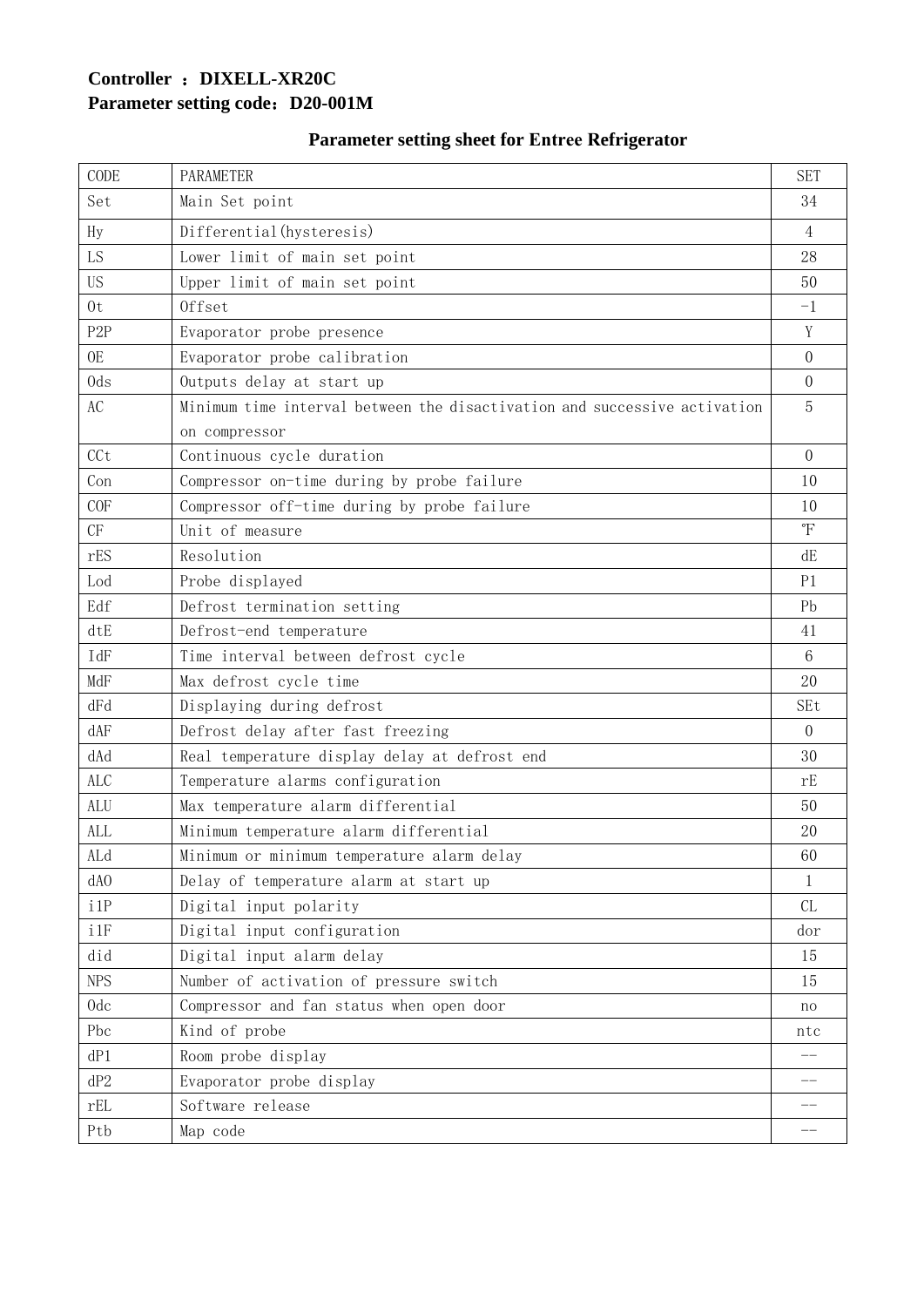**Controller ：DIXELL-XR20C**
**Parameter setting code：D20-001M**

## Parameter setting sheet for Entree Refrigerator

| CODE | PARAMETER | SET |
|---|---|---|
| Set | Main Set point | 34 |
| Hy | Differential(hysteresis) | 4 |
| LS | Lower limit of main set point | 28 |
| US | Upper limit of main set point | 50 |
| Ot | Offset | -1 |
| P2P | Evaporator probe presence | Y |
| OE | Evaporator probe calibration | 0 |
| Ods | Outputs delay at start up | 0 |
| AC | Minimum time interval between the disactivation and successive activation on compressor | 5 |
| CCt | Continuous cycle duration | 0 |
| Con | Compressor on-time during by probe failure | 10 |
| COF | Compressor off-time during by probe failure | 10 |
| CF | Unit of measure | ℉ |
| rES | Resolution | dE |
| Lod | Probe displayed | P1 |
| Edf | Defrost termination setting | Pb |
| dtE | Defrost-end temperature | 41 |
| IdF | Time interval between defrost cycle | 6 |
| MdF | Max defrost cycle time | 20 |
| dFd | Displaying during defrost | SEt |
| dAF | Defrost delay after fast freezing | 0 |
| dAd | Real temperature display delay at defrost end | 30 |
| ALC | Temperature alarms configuration | rE |
| ALU | Max temperature alarm differential | 50 |
| ALL | Minimum temperature alarm differential | 20 |
| ALd | Minimum or minimum temperature alarm delay | 60 |
| dAO | Delay of temperature alarm at start up | 1 |
| i1P | Digital input polarity | CL |
| i1F | Digital input configuration | dor |
| did | Digital input alarm delay | 15 |
| NPS | Number of activation of pressure switch | 15 |
| Odc | Compressor and fan status when open door | no |
| Pbc | Kind of probe | ntc |
| dP1 | Room probe display | -- |
| dP2 | Evaporator probe display | -- |
| rEL | Software release | -- |
| Ptb | Map code | -- |